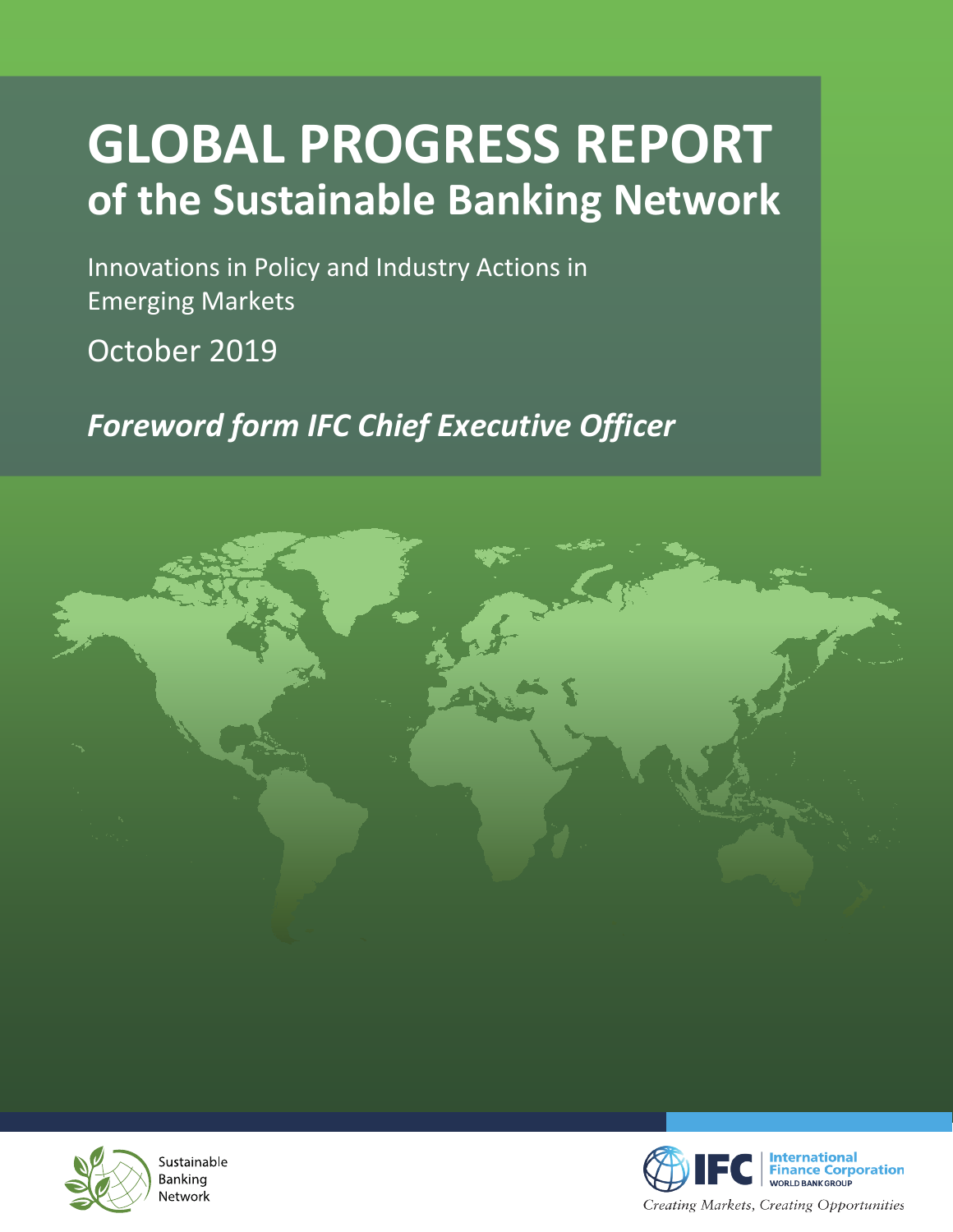# GLOBAL PROGRESS REPORT
## of the Sustainable Banking Network

Innovations in Policy and Industry Actions in Emerging Markets

October 2019

***Foreword form IFC Chief Executive Officer***

Sustainable Banking Network

IFC International Finance Corporation WORLD BANK GROUP

*Creating Markets, Creating Opportunities*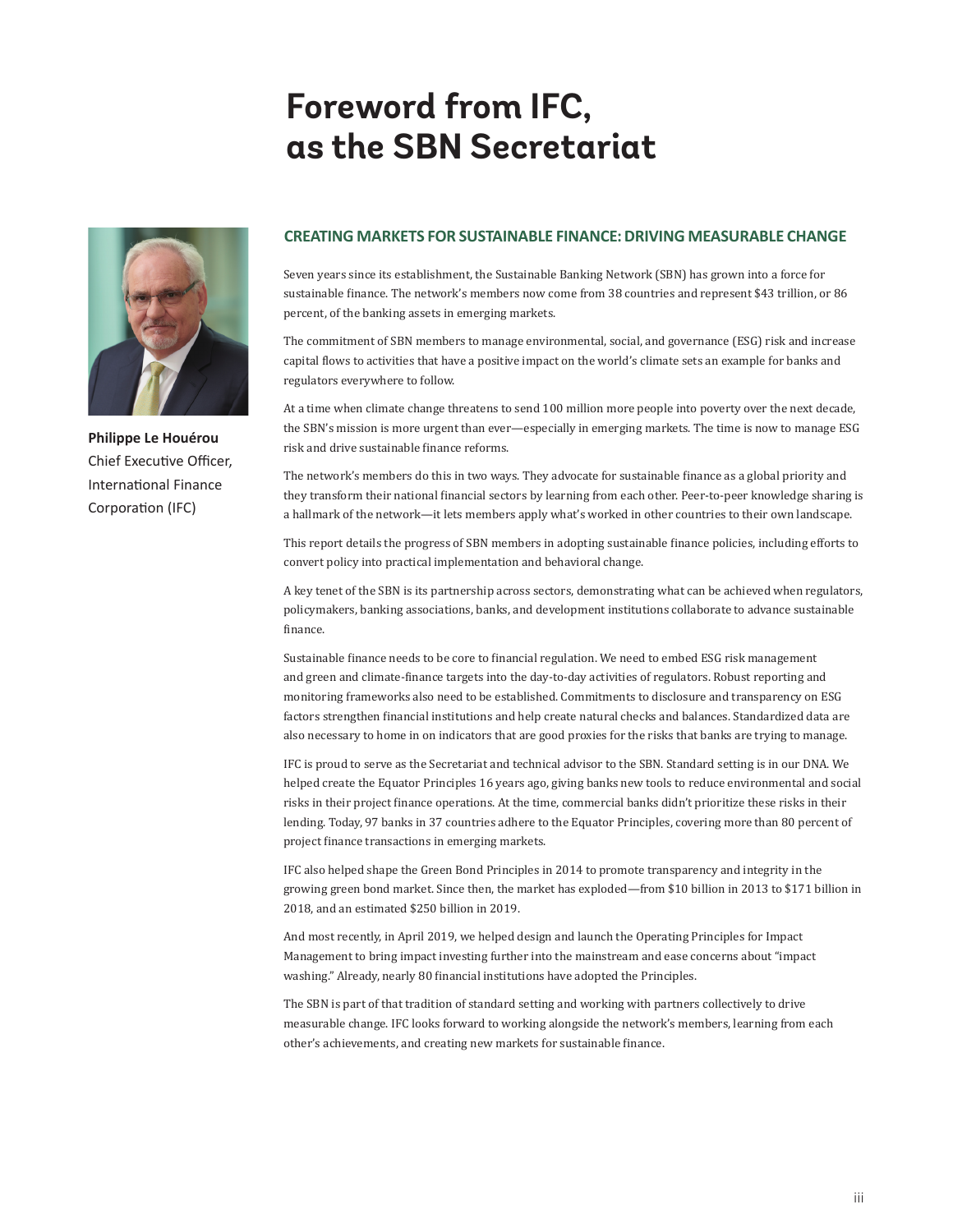# Foreword from IFC, as the SBN Secretariat

**Philippe Le Houérou**
Chief Executive Officer, International Finance Corporation (IFC)

## CREATING MARKETS FOR SUSTAINABLE FINANCE: DRIVING MEASURABLE CHANGE

Seven years since its establishment, the Sustainable Banking Network (SBN) has grown into a force for sustainable finance. The network's members now come from 38 countries and represent $43 trillion, or 86 percent, of the banking assets in emerging markets.

The commitment of SBN members to manage environmental, social, and governance (ESG) risk and increase capital flows to activities that have a positive impact on the world's climate sets an example for banks and regulators everywhere to follow.

At a time when climate change threatens to send 100 million more people into poverty over the next decade, the SBN's mission is more urgent than ever—especially in emerging markets. The time is now to manage ESG risk and drive sustainable finance reforms.

The network's members do this in two ways. They advocate for sustainable finance as a global priority and they transform their national financial sectors by learning from each other. Peer-to-peer knowledge sharing is a hallmark of the network—it lets members apply what's worked in other countries to their own landscape.

This report details the progress of SBN members in adopting sustainable finance policies, including efforts to convert policy into practical implementation and behavioral change.

A key tenet of the SBN is its partnership across sectors, demonstrating what can be achieved when regulators, policymakers, banking associations, banks, and development institutions collaborate to advance sustainable finance.

Sustainable finance needs to be core to financial regulation. We need to embed ESG risk management and green and climate-finance targets into the day-to-day activities of regulators. Robust reporting and monitoring frameworks also need to be established. Commitments to disclosure and transparency on ESG factors strengthen financial institutions and help create natural checks and balances. Standardized data are also necessary to home in on indicators that are good proxies for the risks that banks are trying to manage.

IFC is proud to serve as the Secretariat and technical advisor to the SBN. Standard setting is in our DNA. We helped create the Equator Principles 16 years ago, giving banks new tools to reduce environmental and social risks in their project finance operations. At the time, commercial banks didn't prioritize these risks in their lending. Today, 97 banks in 37 countries adhere to the Equator Principles, covering more than 80 percent of project finance transactions in emerging markets.

IFC also helped shape the Green Bond Principles in 2014 to promote transparency and integrity in the growing green bond market. Since then, the market has exploded—from $10 billion in 2013 to $171 billion in 2018, and an estimated $250 billion in 2019.

And most recently, in April 2019, we helped design and launch the Operating Principles for Impact Management to bring impact investing further into the mainstream and ease concerns about "impact washing." Already, nearly 80 financial institutions have adopted the Principles.

The SBN is part of that tradition of standard setting and working with partners collectively to drive measurable change. IFC looks forward to working alongside the network's members, learning from each other's achievements, and creating new markets for sustainable finance.